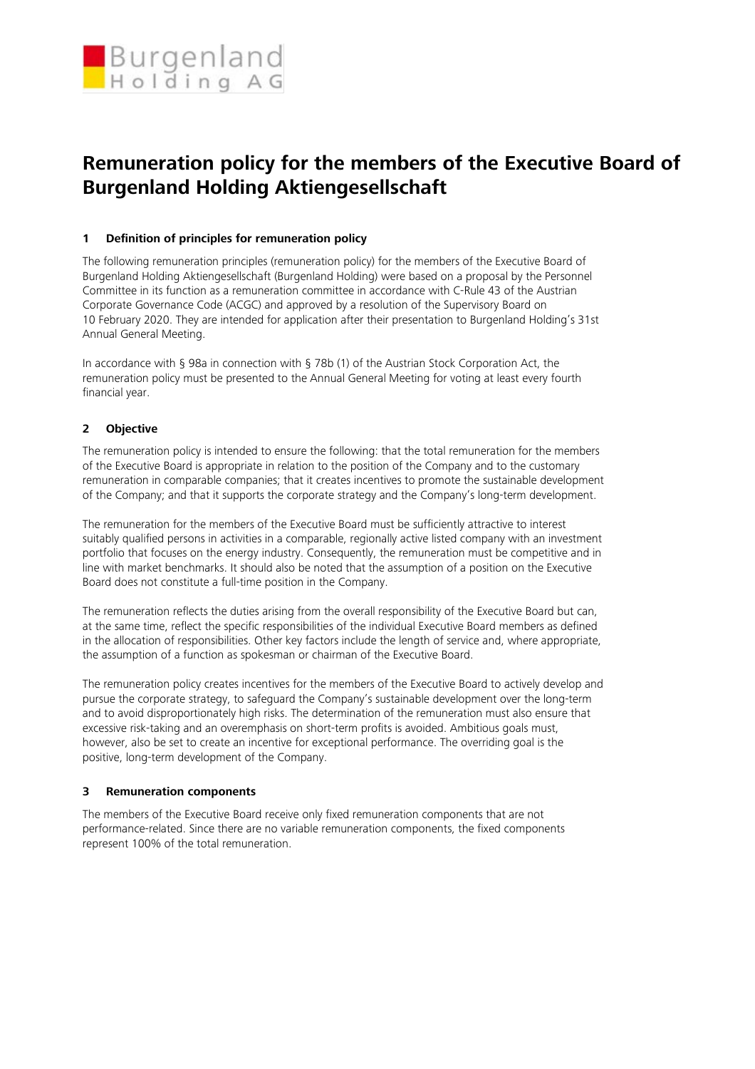# Remuneration policy for the members of the Executive Board of Burgenland Holding Aktiengesellschaft

## 1 Definition of principles for remuneration policy

The following remuneration principles (remuneration policy) for the members of the Executive Board of Burgenland Holding Aktiengesellschaft (Burgenland Holding) were based on a proposal by the Personnel Committee in its function as a remuneration committee in accordance with C-Rule 43 of the Austrian Corporate Governance Code (ACGC) and approved by a resolution of the Supervisory Board on 10 February 2020. They are intended for application after their presentation to Burgenland Holding's 31st Annual General Meeting.

In accordance with § 98a in connection with § 78b (1) of the Austrian Stock Corporation Act, the remuneration policy must be presented to the Annual General Meeting for voting at least every fourth financial year.

## 2 Objective

The remuneration policy is intended to ensure the following: that the total remuneration for the members of the Executive Board is appropriate in relation to the position of the Company and to the customary remuneration in comparable companies; that it creates incentives to promote the sustainable development of the Company; and that it supports the corporate strategy and the Company's long-term development.

The remuneration for the members of the Executive Board must be sufficiently attractive to interest suitably qualified persons in activities in a comparable, regionally active listed company with an investment portfolio that focuses on the energy industry. Consequently, the remuneration must be competitive and in line with market benchmarks. It should also be noted that the assumption of a position on the Executive Board does not constitute a full-time position in the Company.

The remuneration reflects the duties arising from the overall responsibility of the Executive Board but can, at the same time, reflect the specific responsibilities of the individual Executive Board members as defined in the allocation of responsibilities. Other key factors include the length of service and, where appropriate, the assumption of a function as spokesman or chairman of the Executive Board.

The remuneration policy creates incentives for the members of the Executive Board to actively develop and pursue the corporate strategy, to safeguard the Company's sustainable development over the long-term and to avoid disproportionately high risks. The determination of the remuneration must also ensure that excessive risk-taking and an overemphasis on short-term profits is avoided. Ambitious goals must, however, also be set to create an incentive for exceptional performance. The overriding goal is the positive, long-term development of the Company.

## 3 Remuneration components

The members of the Executive Board receive only fixed remuneration components that are not performance-related. Since there are no variable remuneration components, the fixed components represent 100% of the total remuneration.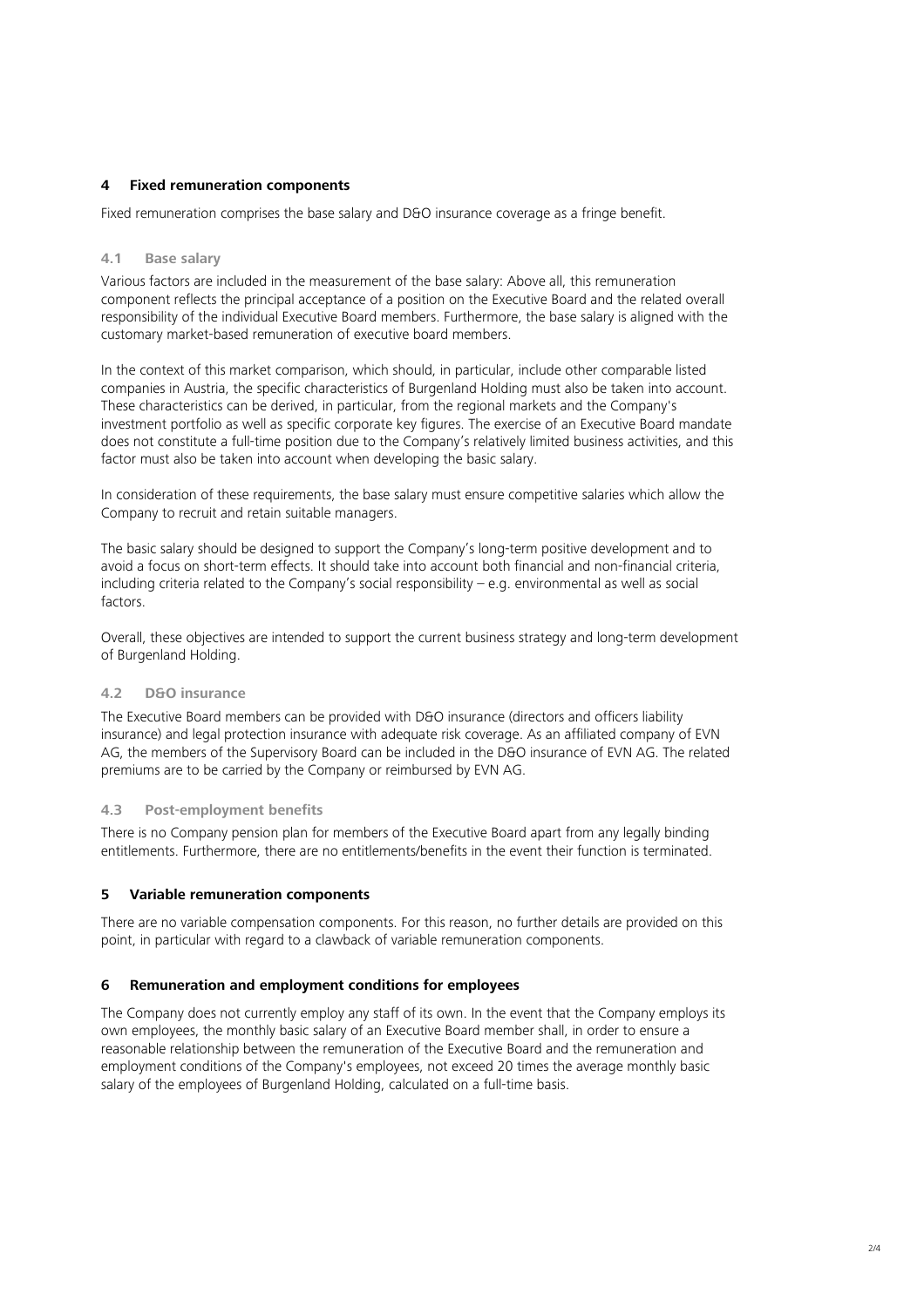## 4 Fixed remuneration components

Fixed remuneration comprises the base salary and D&O insurance coverage as a fringe benefit.

### 4.1 Base salary

Various factors are included in the measurement of the base salary: Above all, this remuneration component reflects the principal acceptance of a position on the Executive Board and the related overall responsibility of the individual Executive Board members. Furthermore, the base salary is aligned with the customary market-based remuneration of executive board members.

In the context of this market comparison, which should, in particular, include other comparable listed companies in Austria, the specific characteristics of Burgenland Holding must also be taken into account. These characteristics can be derived, in particular, from the regional markets and the Company's investment portfolio as well as specific corporate key figures. The exercise of an Executive Board mandate does not constitute a full-time position due to the Company's relatively limited business activities, and this factor must also be taken into account when developing the basic salary.

In consideration of these requirements, the base salary must ensure competitive salaries which allow the Company to recruit and retain suitable managers.

The basic salary should be designed to support the Company's long-term positive development and to avoid a focus on short-term effects. It should take into account both financial and non-financial criteria, including criteria related to the Company's social responsibility – e.g. environmental as well as social factors.

Overall, these objectives are intended to support the current business strategy and long-term development of Burgenland Holding.

### 4.2 D&O insurance

The Executive Board members can be provided with D&O insurance (directors and officers liability insurance) and legal protection insurance with adequate risk coverage. As an affiliated company of EVN AG, the members of the Supervisory Board can be included in the D&O insurance of EVN AG. The related premiums are to be carried by the Company or reimbursed by EVN AG.

### 4.3 Post-employment benefits

There is no Company pension plan for members of the Executive Board apart from any legally binding entitlements. Furthermore, there are no entitlements/benefits in the event their function is terminated.

## 5 Variable remuneration components

There are no variable compensation components. For this reason, no further details are provided on this point, in particular with regard to a clawback of variable remuneration components.

## 6 Remuneration and employment conditions for employees

The Company does not currently employ any staff of its own. In the event that the Company employs its own employees, the monthly basic salary of an Executive Board member shall, in order to ensure a reasonable relationship between the remuneration of the Executive Board and the remuneration and employment conditions of the Company's employees, not exceed 20 times the average monthly basic salary of the employees of Burgenland Holding, calculated on a full-time basis.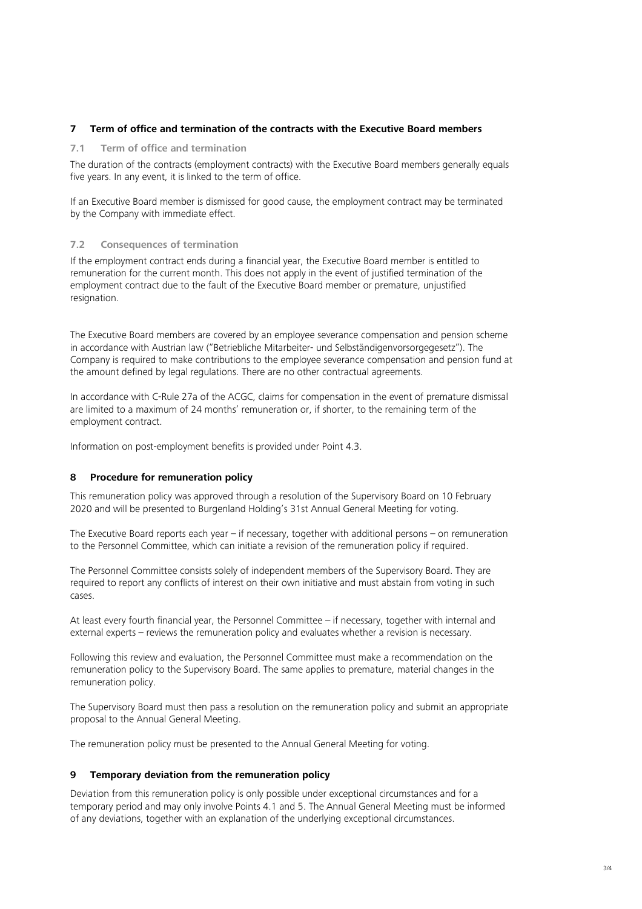## 7 Term of office and termination of the contracts with the Executive Board members

### 7.1 Term of office and termination

The duration of the contracts (employment contracts) with the Executive Board members generally equals five years. In any event, it is linked to the term of office.

If an Executive Board member is dismissed for good cause, the employment contract may be terminated by the Company with immediate effect.

### 7.2 Consequences of termination

If the employment contract ends during a financial year, the Executive Board member is entitled to remuneration for the current month. This does not apply in the event of justified termination of the employment contract due to the fault of the Executive Board member or premature, unjustified resignation.

The Executive Board members are covered by an employee severance compensation and pension scheme in accordance with Austrian law ("Betriebliche Mitarbeiter- und Selbständigenvorsorgegesetz"). The Company is required to make contributions to the employee severance compensation and pension fund at the amount defined by legal regulations. There are no other contractual agreements.

In accordance with C-Rule 27a of the ACGC, claims for compensation in the event of premature dismissal are limited to a maximum of 24 months' remuneration or, if shorter, to the remaining term of the employment contract.

Information on post-employment benefits is provided under Point 4.3.

## 8 Procedure for remuneration policy

This remuneration policy was approved through a resolution of the Supervisory Board on 10 February 2020 and will be presented to Burgenland Holding's 31st Annual General Meeting for voting.

The Executive Board reports each year – if necessary, together with additional persons – on remuneration to the Personnel Committee, which can initiate a revision of the remuneration policy if required.

The Personnel Committee consists solely of independent members of the Supervisory Board. They are required to report any conflicts of interest on their own initiative and must abstain from voting in such cases.

At least every fourth financial year, the Personnel Committee – if necessary, together with internal and external experts – reviews the remuneration policy and evaluates whether a revision is necessary.

Following this review and evaluation, the Personnel Committee must make a recommendation on the remuneration policy to the Supervisory Board. The same applies to premature, material changes in the remuneration policy.

The Supervisory Board must then pass a resolution on the remuneration policy and submit an appropriate proposal to the Annual General Meeting.

The remuneration policy must be presented to the Annual General Meeting for voting.

## 9 Temporary deviation from the remuneration policy

Deviation from this remuneration policy is only possible under exceptional circumstances and for a temporary period and may only involve Points 4.1 and 5. The Annual General Meeting must be informed of any deviations, together with an explanation of the underlying exceptional circumstances.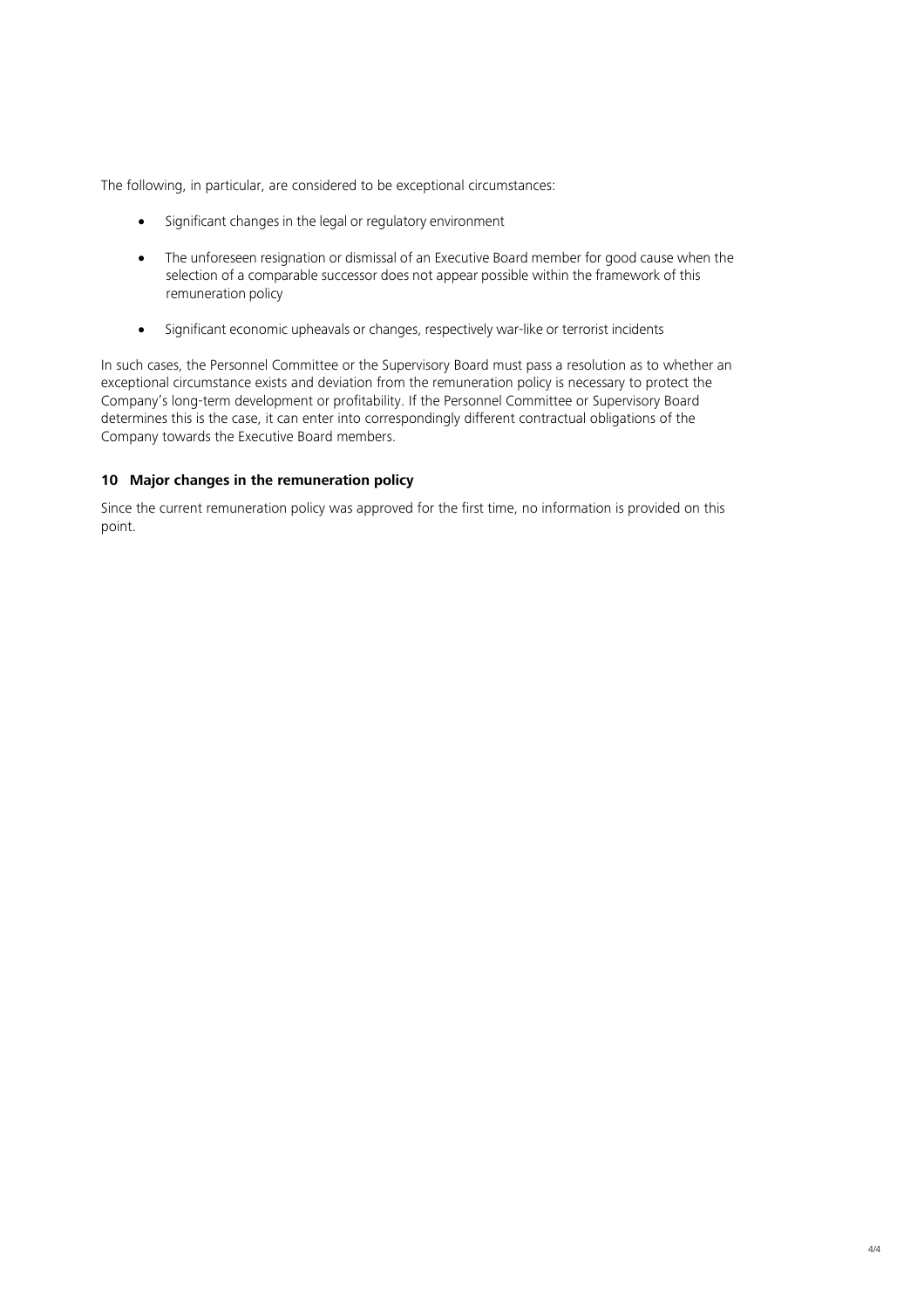The following, in particular, are considered to be exceptional circumstances:

- Significant changes in the legal or regulatory environment
- The unforeseen resignation or dismissal of an Executive Board member for good cause when the selection of a comparable successor does not appear possible within the framework of this remuneration policy
- Significant economic upheavals or changes, respectively war-like or terrorist incidents

In such cases, the Personnel Committee or the Supervisory Board must pass a resolution as to whether an exceptional circumstance exists and deviation from the remuneration policy is necessary to protect the Company's long-term development or profitability. If the Personnel Committee or Supervisory Board determines this is the case, it can enter into correspondingly different contractual obligations of the Company towards the Executive Board members.

## 10 Major changes in the remuneration policy

Since the current remuneration policy was approved for the first time, no information is provided on this point.